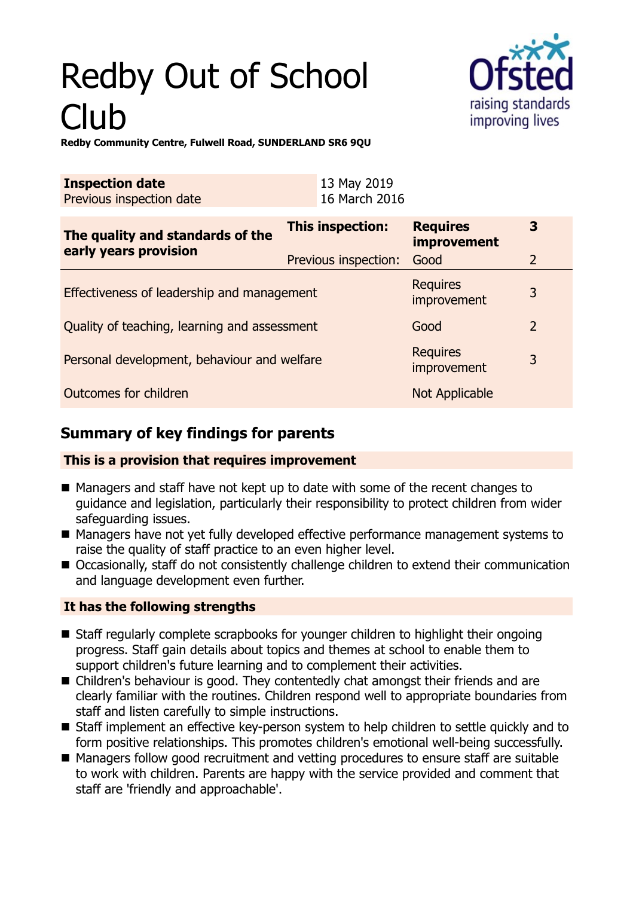# Redby Out of School Club

**Redby Community Centre, Fulwell Road, SUNDERLAND SR6 9QU**

| | |
|---|---|
| **Inspection date** | 13 May 2019 |
| Previous inspection date | 16 March 2016 |

| | | | |
|---|---|---|---|
| **The quality and standards of the early years provision** | **This inspection:** | **Requires improvement** | **3** |
| | Previous inspection: | Good | 2 |
| Effectiveness of leadership and management | | Requires improvement | 3 |
| Quality of teaching, learning and assessment | | Good | 2 |
| Personal development, behaviour and welfare | | Requires improvement | 3 |
| Outcomes for children | | Not Applicable | |

## Summary of key findings for parents

**This is a provision that requires improvement**

- Managers and staff have not kept up to date with some of the recent changes to guidance and legislation, particularly their responsibility to protect children from wider safeguarding issues.
- Managers have not yet fully developed effective performance management systems to raise the quality of staff practice to an even higher level.
- Occasionally, staff do not consistently challenge children to extend their communication and language development even further.

**It has the following strengths**

- Staff regularly complete scrapbooks for younger children to highlight their ongoing progress. Staff gain details about topics and themes at school to enable them to support children's future learning and to complement their activities.
- Children's behaviour is good. They contentedly chat amongst their friends and are clearly familiar with the routines. Children respond well to appropriate boundaries from staff and listen carefully to simple instructions.
- Staff implement an effective key-person system to help children to settle quickly and to form positive relationships. This promotes children's emotional well-being successfully.
- Managers follow good recruitment and vetting procedures to ensure staff are suitable to work with children. Parents are happy with the service provided and comment that staff are 'friendly and approachable'.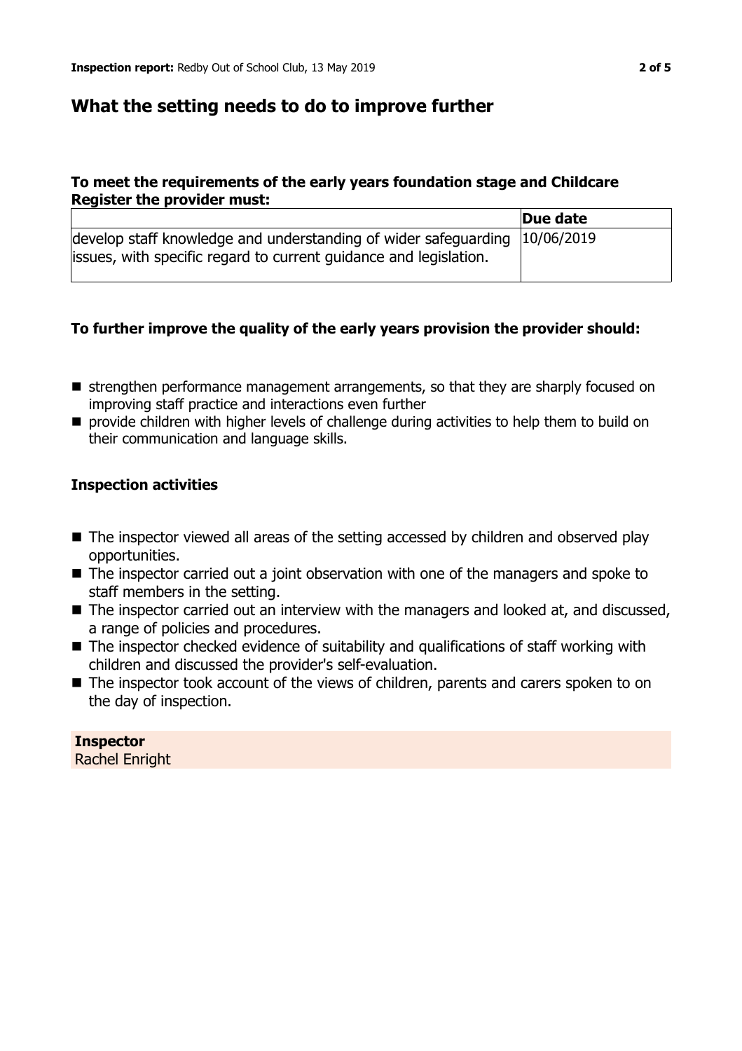## What the setting needs to do to improve further

### To meet the requirements of the early years foundation stage and Childcare Register the provider must:

| | Due date |
|---|---|
| develop staff knowledge and understanding of wider safeguarding issues, with specific regard to current guidance and legislation. | 10/06/2019 |

### To further improve the quality of the early years provision the provider should:

- strengthen performance management arrangements, so that they are sharply focused on improving staff practice and interactions even further
- provide children with higher levels of challenge during activities to help them to build on their communication and language skills.

### Inspection activities

- The inspector viewed all areas of the setting accessed by children and observed play opportunities.
- The inspector carried out a joint observation with one of the managers and spoke to staff members in the setting.
- The inspector carried out an interview with the managers and looked at, and discussed, a range of policies and procedures.
- The inspector checked evidence of suitability and qualifications of staff working with children and discussed the provider's self-evaluation.
- The inspector took account of the views of children, parents and carers spoken to on the day of inspection.

**Inspector**
Rachel Enright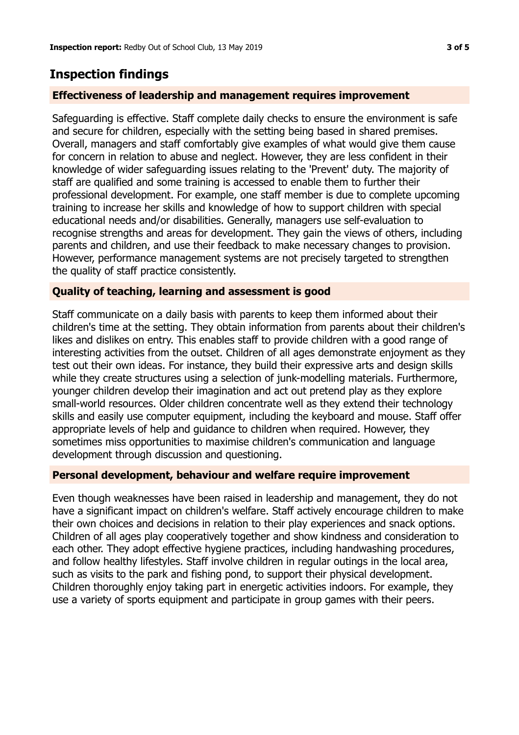## Inspection findings

### Effectiveness of leadership and management requires improvement

Safeguarding is effective. Staff complete daily checks to ensure the environment is safe and secure for children, especially with the setting being based in shared premises. Overall, managers and staff comfortably give examples of what would give them cause for concern in relation to abuse and neglect. However, they are less confident in their knowledge of wider safeguarding issues relating to the 'Prevent' duty. The majority of staff are qualified and some training is accessed to enable them to further their professional development. For example, one staff member is due to complete upcoming training to increase her skills and knowledge of how to support children with special educational needs and/or disabilities. Generally, managers use self-evaluation to recognise strengths and areas for development. They gain the views of others, including parents and children, and use their feedback to make necessary changes to provision. However, performance management systems are not precisely targeted to strengthen the quality of staff practice consistently.

### Quality of teaching, learning and assessment is good

Staff communicate on a daily basis with parents to keep them informed about their children's time at the setting. They obtain information from parents about their children's likes and dislikes on entry. This enables staff to provide children with a good range of interesting activities from the outset. Children of all ages demonstrate enjoyment as they test out their own ideas. For instance, they build their expressive arts and design skills while they create structures using a selection of junk-modelling materials. Furthermore, younger children develop their imagination and act out pretend play as they explore small-world resources. Older children concentrate well as they extend their technology skills and easily use computer equipment, including the keyboard and mouse. Staff offer appropriate levels of help and guidance to children when required. However, they sometimes miss opportunities to maximise children's communication and language development through discussion and questioning.

### Personal development, behaviour and welfare require improvement

Even though weaknesses have been raised in leadership and management, they do not have a significant impact on children's welfare. Staff actively encourage children to make their own choices and decisions in relation to their play experiences and snack options. Children of all ages play cooperatively together and show kindness and consideration to each other. They adopt effective hygiene practices, including handwashing procedures, and follow healthy lifestyles. Staff involve children in regular outings in the local area, such as visits to the park and fishing pond, to support their physical development. Children thoroughly enjoy taking part in energetic activities indoors. For example, they use a variety of sports equipment and participate in group games with their peers.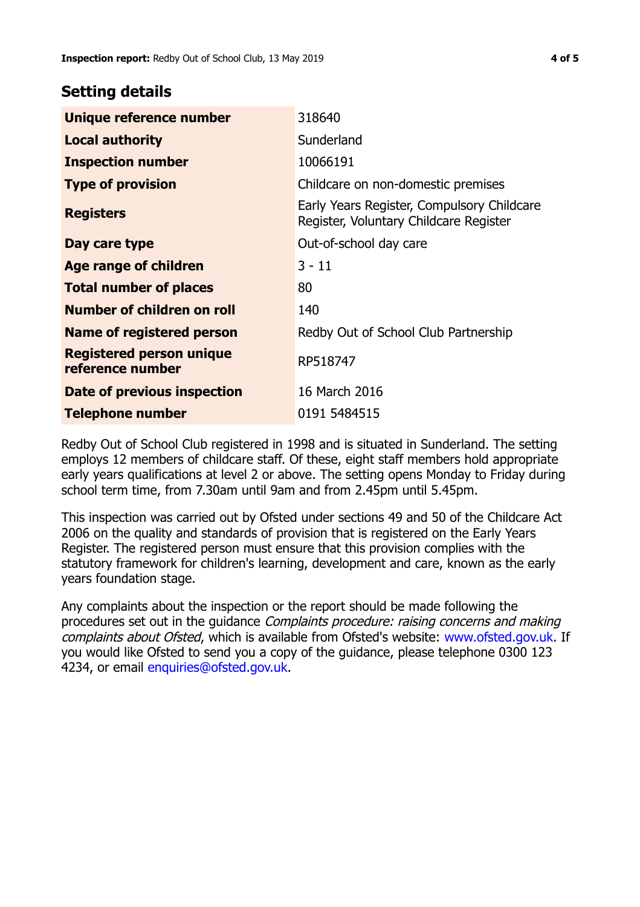## Setting details

| | |
|---|---|
| **Unique reference number** | 318640 |
| **Local authority** | Sunderland |
| **Inspection number** | 10066191 |
| **Type of provision** | Childcare on non-domestic premises |
| **Registers** | Early Years Register, Compulsory Childcare Register, Voluntary Childcare Register |
| **Day care type** | Out-of-school day care |
| **Age range of children** | 3 - 11 |
| **Total number of places** | 80 |
| **Number of children on roll** | 140 |
| **Name of registered person** | Redby Out of School Club Partnership |
| **Registered person unique reference number** | RP518747 |
| **Date of previous inspection** | 16 March 2016 |
| **Telephone number** | 0191 5484515 |

Redby Out of School Club registered in 1998 and is situated in Sunderland. The setting employs 12 members of childcare staff. Of these, eight staff members hold appropriate early years qualifications at level 2 or above. The setting opens Monday to Friday during school term time, from 7.30am until 9am and from 2.45pm until 5.45pm.

This inspection was carried out by Ofsted under sections 49 and 50 of the Childcare Act 2006 on the quality and standards of provision that is registered on the Early Years Register. The registered person must ensure that this provision complies with the statutory framework for children's learning, development and care, known as the early years foundation stage.

Any complaints about the inspection or the report should be made following the procedures set out in the guidance *Complaints procedure: raising concerns and making complaints about Ofsted*, which is available from Ofsted's website: www.ofsted.gov.uk. If you would like Ofsted to send you a copy of the guidance, please telephone 0300 123 4234, or email enquiries@ofsted.gov.uk.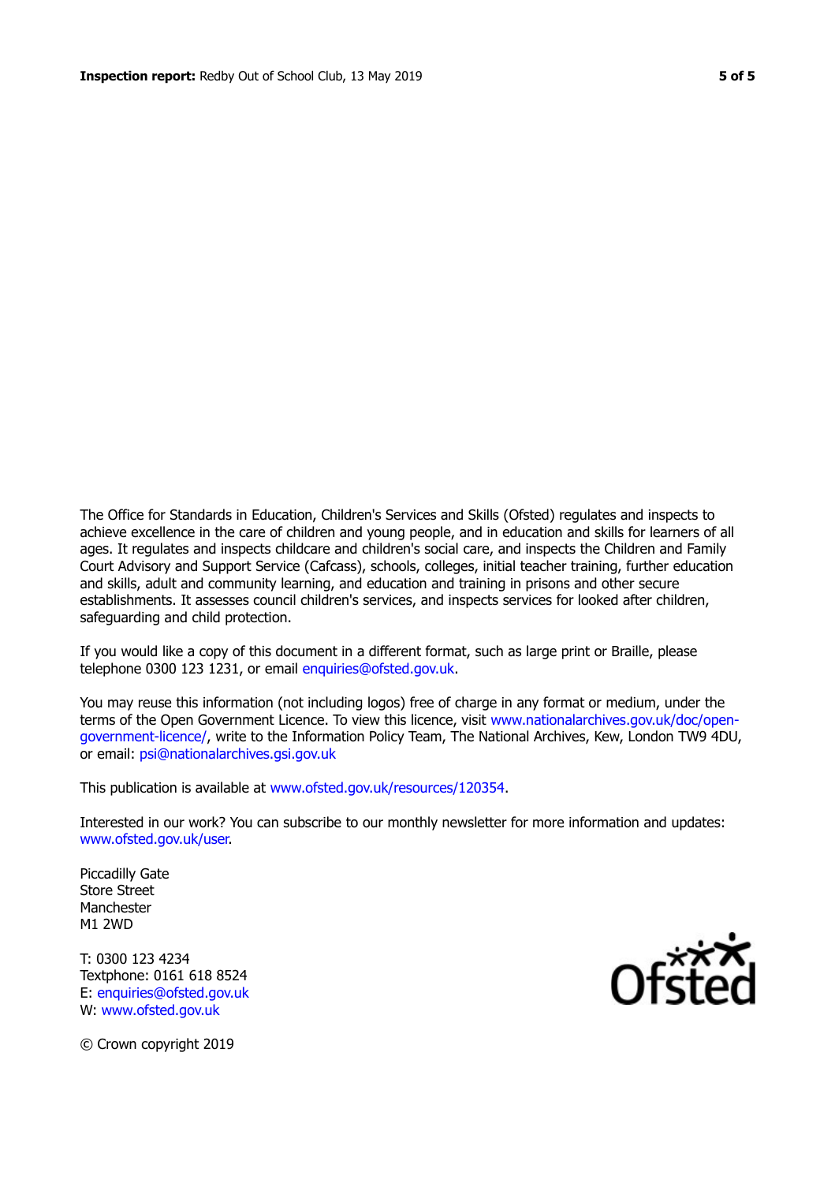The Office for Standards in Education, Children's Services and Skills (Ofsted) regulates and inspects to achieve excellence in the care of children and young people, and in education and skills for learners of all ages. It regulates and inspects childcare and children's social care, and inspects the Children and Family Court Advisory and Support Service (Cafcass), schools, colleges, initial teacher training, further education and skills, adult and community learning, and education and training in prisons and other secure establishments. It assesses council children's services, and inspects services for looked after children, safeguarding and child protection.

If you would like a copy of this document in a different format, such as large print or Braille, please telephone 0300 123 1231, or email enquiries@ofsted.gov.uk.

You may reuse this information (not including logos) free of charge in any format or medium, under the terms of the Open Government Licence. To view this licence, visit www.nationalarchives.gov.uk/doc/open-government-licence/, write to the Information Policy Team, The National Archives, Kew, London TW9 4DU, or email: psi@nationalarchives.gsi.gov.uk

This publication is available at www.ofsted.gov.uk/resources/120354.

Interested in our work? You can subscribe to our monthly newsletter for more information and updates: www.ofsted.gov.uk/user.

Piccadilly Gate
Store Street
Manchester
M1 2WD

T: 0300 123 4234
Textphone: 0161 618 8524
E: enquiries@ofsted.gov.uk
W: www.ofsted.gov.uk

© Crown copyright 2019